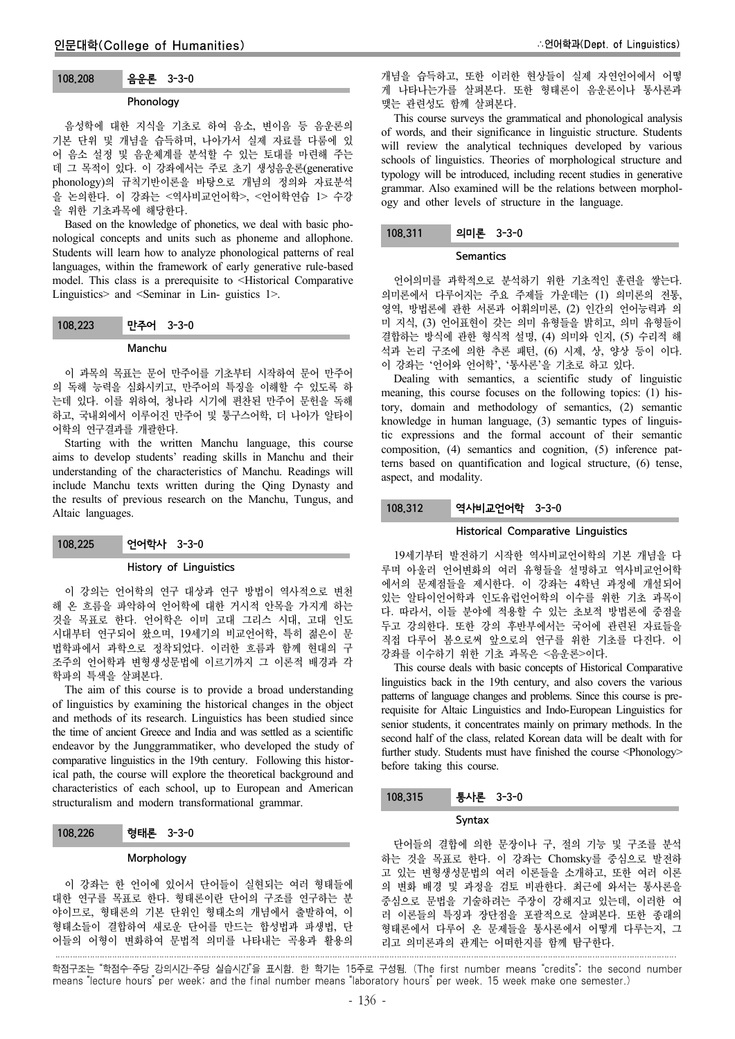### 108.208 음운론 3-3-0

**Phonology**

음성학에 대한 지식을 기초로 하여 음소, 변이음 등 음운론의 기본 단위 및 개념을 습득하며, 나아가서 실제 자료를 다룸에 있어 음소 설정 및 음운체계를 분석할 수 있는 토대를 마련해 주는 데 그 목적이 있다. 이 강좌에서는 주로 초기 생성음운론(generative phonology)의 규칙기반이론을 바탕으로 개념의 정의와 자료분석을 논의한다. 이 강좌는 <역사비교언어학>, <언어학연습 1> 수강을 위한 기초과목에 해당한다.

Based on the knowledge of phonetics, we deal with basic phonological concepts and units such as phoneme and allophone. Students will learn how to analyze phonological patterns of real languages, within the framework of early generative rule-based model. This class is a prerequisite to <Historical Comparative Linguistics> and <Seminar in Lin- guistics 1>.

### 108.223 만주어 3-3-0

**Manchu**

이 과목의 목표는 문어 만주어를 기초부터 시작하여 문어 만주어의 독해 능력을 심화시키고, 만주어의 특징을 이해할 수 있도록 하는데 있다. 이를 위하여, 청나라 시기에 편찬된 만주어 문헌을 독해하고, 국내외에서 이루어진 만주어 및 퉁구스어학, 더 나아가 알타이어학의 연구결과를 개관한다.

Starting with the written Manchu language, this course aims to develop students' reading skills in Manchu and their understanding of the characteristics of Manchu. Readings will include Manchu texts written during the Qing Dynasty and the results of previous research on the Manchu, Tungus, and Altaic languages.

### 108.225 언어학사 3-3-0

**History of Linguistics**

이 강의는 언어학의 연구 대상과 연구 방법이 역사적으로 변천해 온 흐름을 파악하여 언어학에 대한 거시적 안목을 가지게 하는 것을 목표로 한다. 언어학은 이미 고대 그리스 시대, 고대 인도 시대부터 연구되어 왔으며, 19세기의 비교언어학, 특히 젊은이 문법학파에서 과학으로 정착되었다. 이러한 흐름과 함께 현대의 구조주의 언어학과 변형생성문법에 이르기까지 그 이론적 배경과 각 학파의 특색을 살펴본다.

The aim of this course is to provide a broad understanding of linguistics by examining the historical changes in the object and methods of its research. Linguistics has been studied since the time of ancient Greece and India and was settled as a scientific endeavor by the Junggrammatiker, who developed the study of comparative linguistics in the 19th century. Following this historical path, the course will explore the theoretical background and characteristics of each school, up to European and American structuralism and modern transformational grammar.

### 108.226 형태론 3-3-0

**Morphology**

이 강좌는 한 언어에 있어서 단어들이 실현되는 여러 형태들에 대한 연구를 목표로 한다. 형태론이란 단어의 구조를 연구하는 분야이므로, 형태론의 기본 단위인 형태소의 개념에서 출발하여, 이 형태소들이 결합하여 새로운 단어를 만드는 합성법과 파생법, 단어들의 어형이 변화하여 문법적 의미를 나타내는 곡용과 활용의 개념을 습득하고, 또한 이러한 현상들이 실제 자연언어에서 어떻게 나타나는가를 살펴본다. 또한 형태론이 음운론이나 통사론과 맺는 관련성도 함께 살펴본다.

This course surveys the grammatical and phonological analysis of words, and their significance in linguistic structure. Students will review the analytical techniques developed by various schools of linguistics. Theories of morphological structure and typology will be introduced, including recent studies in generative grammar. Also examined will be the relations between morphology and other levels of structure in the language.

### 108.311 의미론 3-3-0

**Semantics**

언어의미를 과학적으로 분석하기 위한 기초적인 훈련을 쌓는다. 의미론에서 다루어지는 주요 주제들 가운데는 (1) 의미론의 전통, 영역, 방법론에 관한 서론과 어휘의미론, (2) 인간의 언어능력과 의미 지식, (3) 언어표현이 갖는 의미 유형들을 밝히고, 의미 유형들이 결합하는 방식에 관한 형식적 설명, (4) 의미와 인지, (5) 수리적 해석과 논리 구조에 의한 추론 패턴, (6) 시제, 상, 양상 등이 이다. 이 강좌는 '언어와 언어학', '통사론'을 기초로 하고 있다.

Dealing with semantics, a scientific study of linguistic meaning, this course focuses on the following topics: (1) history, domain and methodology of semantics, (2) semantic knowledge in human language, (3) semantic types of linguistic expressions and the formal account of their semantic composition, (4) semantics and cognition, (5) inference patterns based on quantification and logical structure, (6) tense, aspect, and modality.

### 108.312 역사비교언어학 3-3-0

**Historical Comparative Linguistics**

19세기부터 발전하기 시작한 역사비교언어학의 기본 개념을 다루며 아울러 언어변화의 여러 유형들을 설명하고 역사비교언어학에서의 문제점들을 제시한다. 이 강좌는 4학년 과정에 개설되어 있는 알타이언어학과 인도유럽언어학의 이수를 위한 기초 과목이다. 따라서, 이들 분야에 적용할 수 있는 초보적 방법론에 중점을 두고 강의한다. 또한 강의 후반부에서는 국어에 관련된 자료들을 직접 다루어 봄으로써 앞으로의 연구를 위한 기초를 다진다. 이 강좌를 이수하기 위한 기초 과목은 <음운론>이다.

This course deals with basic concepts of Historical Comparative linguistics back in the 19th century, and also covers the various patterns of language changes and problems. Since this course is prerequisite for Altaic Linguistics and Indo-European Linguistics for senior students, it concentrates mainly on primary methods. In the second half of the class, related Korean data will be dealt with for further study. Students must have finished the course <Phonology> before taking this course.

### 108.315 통사론 3-3-0

**Syntax**

단어들의 결합에 의한 문장이나 구, 절의 기능 및 구조를 분석하는 것을 목표로 한다. 이 강좌는 Chomsky를 중심으로 발전하고 있는 변형생성문법의 여러 이론들을 소개하고, 또한 여러 이론의 변화 배경 및 과정을 검토 비판한다. 최근에 와서는 통사론을 중심으로 문법을 기술하려는 주장이 강해지고 있는데, 이러한 여러 이론들의 특징과 장단점을 포괄적으로 살펴본다. 또한 종래의 형태론에서 다루어 온 문제들을 통사론에서 어떻게 다루는지, 그리고 의미론과의 관계는 어떠한지를 함께 탐구한다.

---

학점구조는 "학점수-주당 강의시간-주당 실습시간"을 표시함. 한 학기는 15주로 구성됨. (The first number means "credits"; the second number means "lecture hours" per week; and the final number means "laboratory hours" per week. 15 week make one semester.)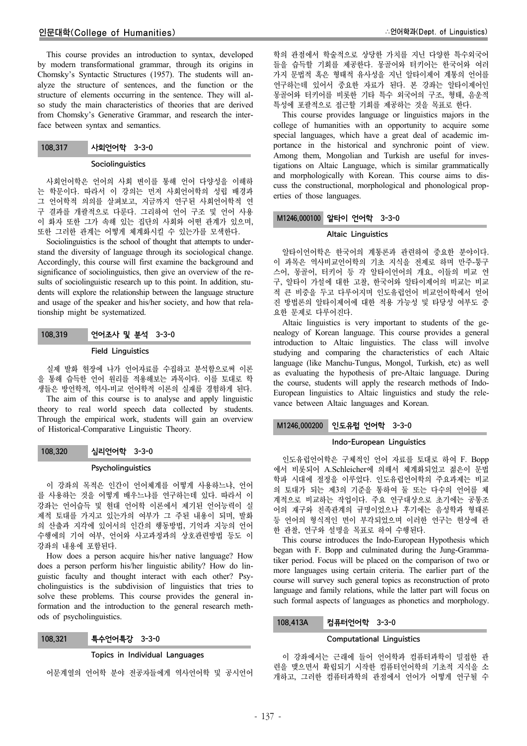This course provides an introduction to syntax, developed by modern transformational grammar, through its origins in Chomsky's Syntactic Structures (1957). The students will analyze the structure of sentences, and the function or the structure of elements occurring in the sentence. They will also study the main characteristics of theories that are derived from Chomsky's Generative Grammar, and research the interface between syntax and semantics.

## 108.317 사회언어학 3-3-0

### Sociolinguistics

사회언어학은 언어의 사회 변이를 통해 언어 다양성을 이해하는 학문이다. 따라서 이 강의는 먼저 사회언어학의 성립 배경과 그 언어학적 의의를 살펴보고, 지금까지 연구된 사회언어학적 연구 결과를 개괄적으로 다룬다. 그리하여 언어 구조 및 언어 사용이 화자 또한 그가 속해 있는 집단의 사회와 어떤 관계가 있으며, 또한 그러한 관계는 어떻게 체계화시킬 수 있는가를 모색한다.

Sociolinguistics is the school of thought that attempts to understand the diversity of language through its sociological change. Accordingly, this course will first examine the background and significance of sociolinguistics, then give an overview of the results of sociolinguistic research up to this point. In addition, students will explore the relationship between the language structure and usage of the speaker and his/her society, and how that relationship might be systematized.

## 108.319 언어조사 및 분석 3-3-0

### Field Linguistics

실제 발화 현장에 나가 언어자료를 수집하고 분석함으로써 이론을 통해 습득한 언어 원리를 적용해보는 과목이다. 이를 토대로 학생들은 방언학적, 역사-비교 언어학적 이론의 실재를 경험하게 된다.

The aim of this course is to analyse and apply linguistic theory to real world speech data collected by students. Through the empirical work, students will gain an overview of Historical-Comparative Linguistic Theory.

## 108.320 심리언어학 3-3-0

### Psycholinguistics

이 강좌의 목적은 인간이 언어체계를 어떻게 사용하느냐, 언어를 사용하는 것을 어떻게 배우느냐를 연구하는데 있다. 따라서 이 강좌는 언어습득 및 현대 언어학 이론에서 제기된 언어능력이 실제적 토대를 가지고 있는가의 여부가 그 주된 내용이 되며, 발화의 산출과 지각에 있어서의 인간의 행동방법, 기억과 지능의 언어수행에의 기여 여부, 언어와 사고과정과의 상호관련방법 등도 이 강좌의 내용에 포함된다.

How does a person acquire his/her native language? How does a person perform his/her linguistic ability? How do linguistic faculty and thought interact with each other? Psycholinguistics is the subdivision of linguistics that tries to solve these problems. This course provides the general information and the introduction to the general research methods of psycholinguistics.

## 108.321 특수언어특강 3-3-0

### Topics in Individual Languages

어문계열의 언어학 분야 전공자들에게 역사언어학 및 공시언어학의 관점에서 학술적으로 상당한 가치를 지닌 다양한 특수외국어들을 습득할 기회를 제공한다. 몽골어와 터키어는 한국어와 여러 가지 문법적 혹은 형태적 유사성을 지닌 알타이제어 계통의 언어를 연구하는데 있어서 중요한 자료가 된다. 본 강좌는 알타이제어인 몽골어와 터키어를 비롯한 기타 특수 외국어의 구조, 형태, 음운적 특성에 포괄적으로 접근할 기회를 제공하는 것을 목표로 한다.

This course provides language or linguistics majors in the college of humanities with an opportunity to acquire some special languages, which have a great deal of academic importance in the historical and synchronic point of view. Among them, Mongolian and Turkish are useful for investigations on Altaic Language, which is similar grammatically and morphologically with Korean. This course aims to discuss the constructional, morphological and phonological properties of those languages.

## M1246.000100 알타이 언어학 3-3-0

### Altaic Linguistics

알타이언어학은 한국어의 계통론과 관련하여 중요한 분야이다. 이 과목은 역사비교언어학의 기초 지식을 전제로 하며 만주-퉁구스어, 몽골어, 터키어 등 각 알타이언어의 개요, 이들의 비교 연구, 알타이 가설에 대한 고찰, 한국어와 알타이제어의 비교는 비교적 큰 비중을 두고 다루어지며 인도유럽언어 비교언어학에서 얻어진 방법론의 알타이제어에 대한 적용 가능성 및 타당성 여부도 중요한 문제로 다루어진다.

Altaic linguistics is very important to students of the genealogy of Korean language. This course provides a general introduction to Altaic linguistics. The class will involve studying and comparing the characteristics of each Altaic language (like Manchu-Tungus, Mongol, Turkish, etc) as well as evaluating the hypothesis of pre-Altaic language. During the course, students will apply the research methods of Indo-European linguistics to Altaic linguistics and study the relevance between Altaic languages and Korean.

## M1246.000200 인도유럽 언어학 3-3-0

### Indo-European Linguistics

인도유럽언어학은 구체적인 언어 자료를 토대로 하여 F. Bopp에서 비롯되어 A.Schleicher에 의해서 체계화되었고 젊은이 문법학파 시대에 절정을 이루었다. 인도유럽언어학의 주요과제는 비교의 토대가 되는 제3의 기준을 통하여 둘 또는 다수의 언어를 체계적으로 비교하는 작업이다. 주요 연구대상으로 초기에는 공통조어의 재구와 친족관계의 규명이었으나 후기에는 음성학과 형태론 등 언어의 형식적인 면이 부각되었으며 이러한 연구는 현상에 관한 관찰, 연구와 설명을 목표로 하여 수행된다.

This course introduces the Indo-European Hypothesis which began with F. Bopp and culminated during the Jung-Grammatiker period. Focus will be placed on the comparison of two or more languages using certain criteria. The earlier part of the course will survey such general topics as reconstruction of proto language and family relations, while the latter part will focus on such formal aspects of languages as phonetics and morphology.

## 108.413A 컴퓨터언어학 3-3-0

### Computational Linguistics

이 강좌에서는 근래에 들어 언어학과 컴퓨터과학이 밀접한 관련을 맺으면서 확립되기 시작한 컴퓨터언어학의 기초적 지식을 소개하고, 그러한 컴퓨터과학의 관점에서 언어가 어떻게 연구될 수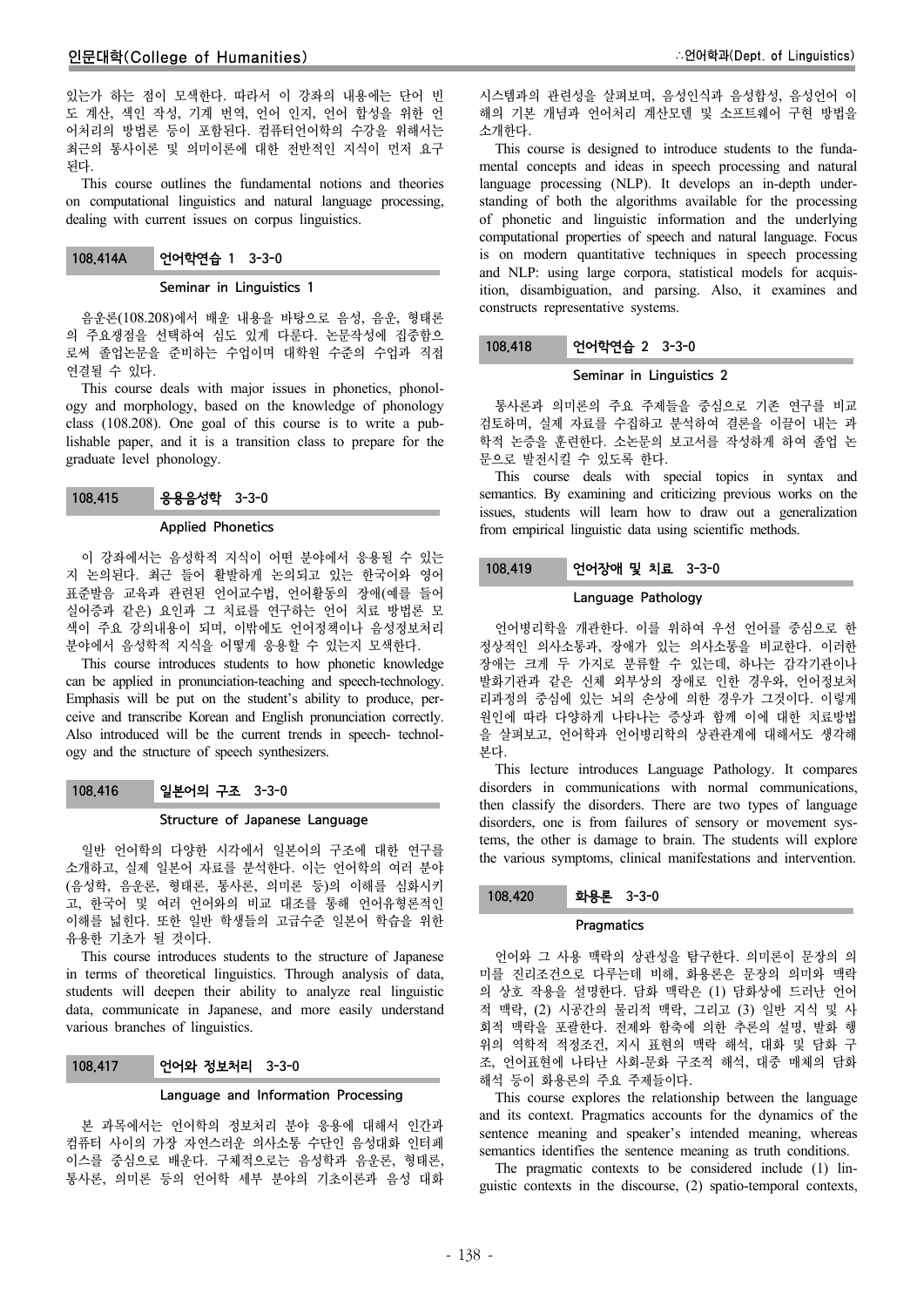있는가 하는 점이 모색한다. 따라서 이 강좌의 내용에는 단어 빈도 계산, 색인 작성, 기계 번역, 언어 인지, 언어 합성을 위한 언어처리의 방법론 등이 포함된다. 컴퓨터언어학의 수강을 위해서는 최근의 통사이론 및 의미이론에 대한 전반적인 지식이 먼저 요구된다.

This course outlines the fundamental notions and theories on computational linguistics and natural language processing, dealing with current issues on corpus linguistics.

## 108.414A 언어학연습 1 3-3-0

### Seminar in Linguistics 1

음운론(108.208)에서 배운 내용을 바탕으로 음성, 음운, 형태론의 주요쟁점을 선택하여 심도 있게 다룬다. 논문작성에 집중함으로써 졸업논문을 준비하는 수업이며 대학원 수준의 수업과 직접 연결될 수 있다.

This course deals with major issues in phonetics, phonology and morphology, based on the knowledge of phonology class (108.208). One goal of this course is to write a publishable paper, and it is a transition class to prepare for the graduate level phonology.

## 108.415 응용음성학 3-3-0

### Applied Phonetics

이 강좌에서는 음성학적 지식이 어떤 분야에서 응용될 수 있는지 논의된다. 최근 들어 활발하게 논의되고 있는 한국어와 영어 표준발음 교육과 관련된 언어교수법, 언어활동의 장애(예를 들어 실어증과 같은) 요인과 그 치료를 연구하는 언어 치료 방법론 모색이 주요 강의내용이 되며, 이밖에도 언어정책이나 음성정보처리 분야에서 음성학적 지식을 어떻게 응용할 수 있는지 모색한다.

This course introduces students to how phonetic knowledge can be applied in pronunciation-teaching and speech-technology. Emphasis will be put on the student's ability to produce, perceive and transcribe Korean and English pronunciation correctly. Also introduced will be the current trends in speech- technology and the structure of speech synthesizers.

## 108.416 일본어의 구조 3-3-0

### Structure of Japanese Language

일반 언어학의 다양한 시각에서 일본어의 구조에 대한 연구를 소개하고, 실제 일본어 자료를 분석한다. 이는 언어학의 여러 분야(음성학, 음운론, 형태론, 통사론, 의미론 등)의 이해를 심화시키고, 한국어 및 여러 언어와의 비교 대조를 통해 언어유형론적인 이해를 넓힌다. 또한 일반 학생들의 고급수준 일본어 학습을 위한 유용한 기초가 될 것이다.

This course introduces students to the structure of Japanese in terms of theoretical linguistics. Through analysis of data, students will deepen their ability to analyze real linguistic data, communicate in Japanese, and more easily understand various branches of linguistics.

## 108.417 언어와 정보처리 3-3-0

### Language and Information Processing

본 과목에서는 언어학의 정보처리 분야 응용에 대해서 인간과 컴퓨터 사이의 가장 자연스러운 의사소통 수단인 음성대화 인터페이스를 중심으로 배운다. 구체적으로는 음성학과 음운론, 형태론, 통사론, 의미론 등의 언어학 세부 분야의 기초이론과 음성 대화 시스템과의 관련성을 살펴보며, 음성인식과 음성합성, 음성언어 이해의 기본 개념과 언어처리 계산모델 및 소프트웨어 구현 방법을 소개한다.

This course is designed to introduce students to the fundamental concepts and ideas in speech processing and natural language processing (NLP). It develops an in-depth understanding of both the algorithms available for the processing of phonetic and linguistic information and the underlying computational properties of speech and natural language. Focus is on modern quantitative techniques in speech processing and NLP: using large corpora, statistical models for acquisition, disambiguation, and parsing. Also, it examines and constructs representative systems.

## 108.418 언어학연습 2 3-3-0

### Seminar in Linguistics 2

통사론과 의미론의 주요 주제들을 중심으로 기존 연구를 비교 검토하며, 실제 자료를 수집하고 분석하여 결론을 이끌어 내는 과학적 논증을 훈련한다. 소논문의 보고서를 작성하게 하여 졸업 논문으로 발전시킬 수 있도록 한다.

This course deals with special topics in syntax and semantics. By examining and criticizing previous works on the issues, students will learn how to draw out a generalization from empirical linguistic data using scientific methods.

## 108.419 언어장애 및 치료 3-3-0

### Language Pathology

언어병리학을 개관한다. 이를 위하여 우선 언어를 중심으로 한 정상적인 의사소통과, 장애가 있는 의사소통을 비교한다. 이러한 장애는 크게 두 가지로 분류할 수 있는데, 하나는 감각기관이나 발화기관과 같은 신체 외부상의 장애로 인한 경우와, 언어정보처리과정의 중심에 있는 뇌의 손상에 의한 경우가 그것이다. 이렇게 원인에 따라 다양하게 나타나는 증상과 함께 이에 대한 치료방법을 살펴보고, 언어학과 언어병리학의 상관관계에 대해서도 생각해 본다.

This lecture introduces Language Pathology. It compares disorders in communications with normal communications, then classify the disorders. There are two types of language disorders, one is from failures of sensory or movement systems, the other is damage to brain. The students will explore the various symptoms, clinical manifestations and intervention.

## 108.420 화용론 3-3-0

### Pragmatics

언어와 그 사용 맥락의 상관성을 탐구한다. 의미론이 문장의 의미를 진리조건으로 다루는데 비해, 화용론은 문장의 의미와 맥락의 상호 작용을 설명한다. 담화 맥락은 (1) 담화상에 드러난 언어적 맥락, (2) 시공간의 물리적 맥락, 그리고 (3) 일반 지식 및 사회적 맥락을 포괄한다. 전제와 함축에 의한 추론의 설명, 발화 행위의 역학적 적정조건, 지시 표현의 맥락 해석, 대화 및 담화 구조, 언어표현에 나타난 사회-문화 구조적 해석, 대중 매체의 담화 해석 등이 화용론의 주요 주제들이다.

This course explores the relationship between the language and its context. Pragmatics accounts for the dynamics of the sentence meaning and speaker's intended meaning, whereas semantics identifies the sentence meaning as truth conditions.

The pragmatic contexts to be considered include (1) linguistic contexts in the discourse, (2) spatio-temporal contexts,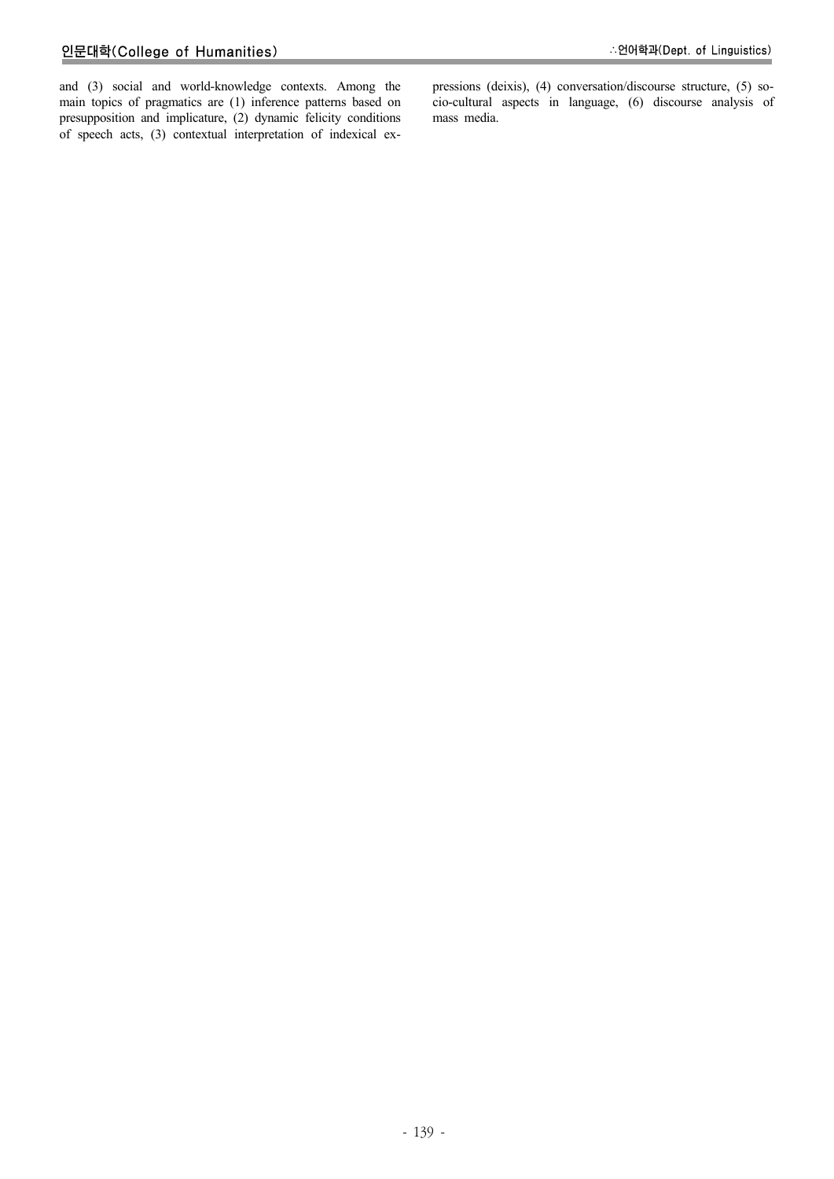and (3) social and world-knowledge contexts. Among the main topics of pragmatics are (1) inference patterns based on presupposition and implicature, (2) dynamic felicity conditions of speech acts, (3) contextual interpretation of indexical expressions (deixis), (4) conversation/discourse structure, (5) socio-cultural aspects in language, (6) discourse analysis of mass media.